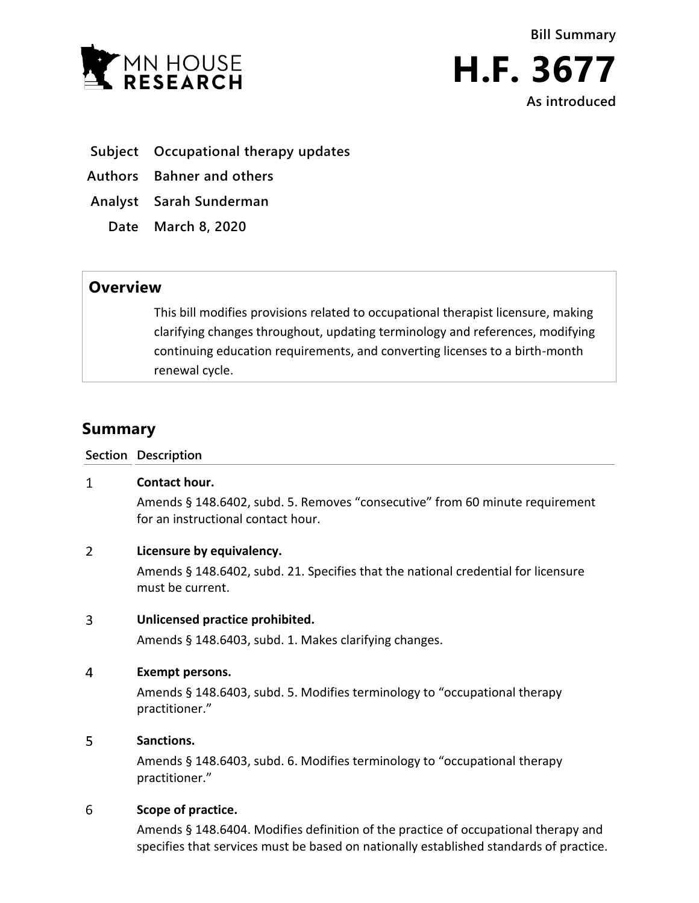Bill Summary

# H.F. 3677

As introduced

**Subject** Occupational therapy updates

**Authors** Bahner and others

**Analyst** Sarah Sunderman

**Date** March 8, 2020

## Overview

This bill modifies provisions related to occupational therapist licensure, making clarifying changes throughout, updating terminology and references, modifying continuing education requirements, and converting licenses to a birth-month renewal cycle.

## Summary

| Section | Description |
|---|---|
| 1 | **Contact hour.**<br>Amends § 148.6402, subd. 5. Removes "consecutive" from 60 minute requirement for an instructional contact hour. |
| 2 | **Licensure by equivalency.**<br>Amends § 148.6402, subd. 21. Specifies that the national credential for licensure must be current. |
| 3 | **Unlicensed practice prohibited.**<br>Amends § 148.6403, subd. 1. Makes clarifying changes. |
| 4 | **Exempt persons.**<br>Amends § 148.6403, subd. 5. Modifies terminology to "occupational therapy practitioner." |
| 5 | **Sanctions.**<br>Amends § 148.6403, subd. 6. Modifies terminology to "occupational therapy practitioner." |
| 6 | **Scope of practice.**<br>Amends § 148.6404. Modifies definition of the practice of occupational therapy and specifies that services must be based on nationally established standards of practice. |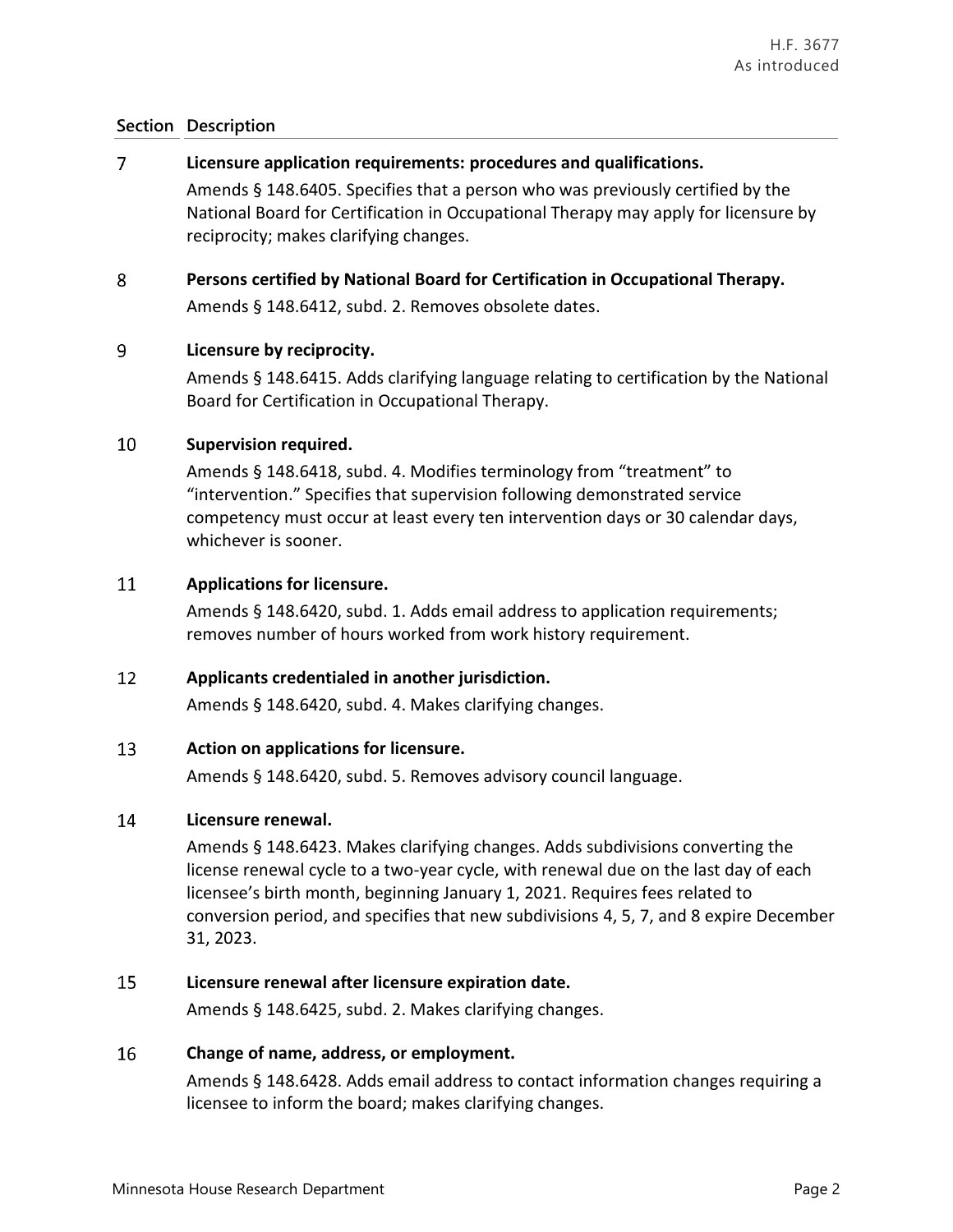| Section | Description |
|---|---|
| 7 | **Licensure application requirements: procedures and qualifications.**<br>Amends § 148.6405. Specifies that a person who was previously certified by the National Board for Certification in Occupational Therapy may apply for licensure by reciprocity; makes clarifying changes. |
| 8 | **Persons certified by National Board for Certification in Occupational Therapy.**<br>Amends § 148.6412, subd. 2. Removes obsolete dates. |
| 9 | **Licensure by reciprocity.**<br>Amends § 148.6415. Adds clarifying language relating to certification by the National Board for Certification in Occupational Therapy. |
| 10 | **Supervision required.**<br>Amends § 148.6418, subd. 4. Modifies terminology from "treatment" to "intervention." Specifies that supervision following demonstrated service competency must occur at least every ten intervention days or 30 calendar days, whichever is sooner. |
| 11 | **Applications for licensure.**<br>Amends § 148.6420, subd. 1. Adds email address to application requirements; removes number of hours worked from work history requirement. |
| 12 | **Applicants credentialed in another jurisdiction.**<br>Amends § 148.6420, subd. 4. Makes clarifying changes. |
| 13 | **Action on applications for licensure.**<br>Amends § 148.6420, subd. 5. Removes advisory council language. |
| 14 | **Licensure renewal.**<br>Amends § 148.6423. Makes clarifying changes. Adds subdivisions converting the license renewal cycle to a two-year cycle, with renewal due on the last day of each licensee's birth month, beginning January 1, 2021. Requires fees related to conversion period, and specifies that new subdivisions 4, 5, 7, and 8 expire December 31, 2023. |
| 15 | **Licensure renewal after licensure expiration date.**<br>Amends § 148.6425, subd. 2. Makes clarifying changes. |
| 16 | **Change of name, address, or employment.**<br>Amends § 148.6428. Adds email address to contact information changes requiring a licensee to inform the board; makes clarifying changes. |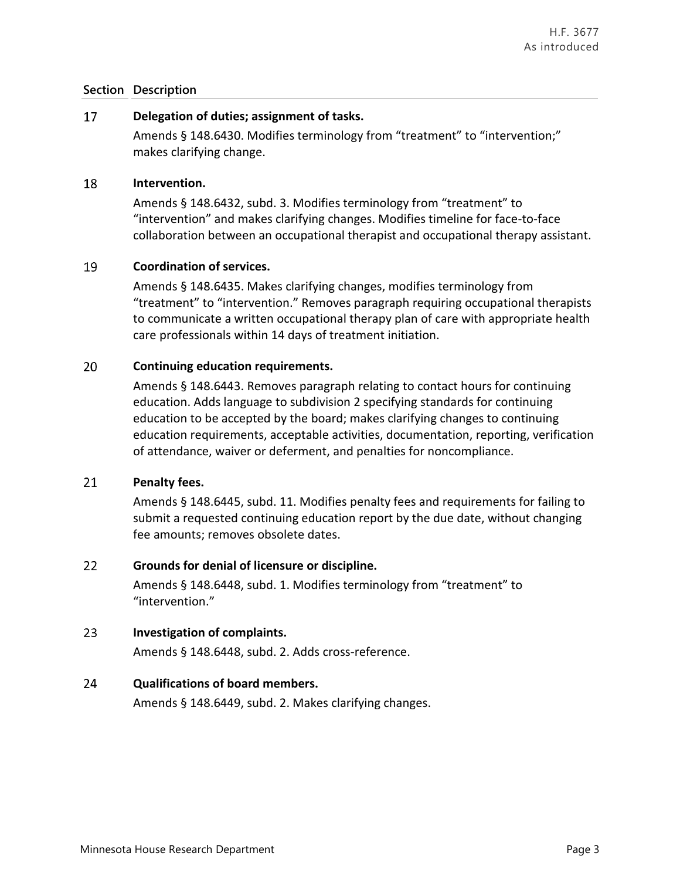| Section | Description |
|---|---|
| 17 | **Delegation of duties; assignment of tasks.**<br>Amends § 148.6430. Modifies terminology from "treatment" to "intervention;" makes clarifying change. |
| 18 | **Intervention.**<br>Amends § 148.6432, subd. 3. Modifies terminology from "treatment" to "intervention" and makes clarifying changes. Modifies timeline for face-to-face collaboration between an occupational therapist and occupational therapy assistant. |
| 19 | **Coordination of services.**<br>Amends § 148.6435. Makes clarifying changes, modifies terminology from "treatment" to "intervention." Removes paragraph requiring occupational therapists to communicate a written occupational therapy plan of care with appropriate health care professionals within 14 days of treatment initiation. |
| 20 | **Continuing education requirements.**<br>Amends § 148.6443. Removes paragraph relating to contact hours for continuing education. Adds language to subdivision 2 specifying standards for continuing education to be accepted by the board; makes clarifying changes to continuing education requirements, acceptable activities, documentation, reporting, verification of attendance, waiver or deferment, and penalties for noncompliance. |
| 21 | **Penalty fees.**<br>Amends § 148.6445, subd. 11. Modifies penalty fees and requirements for failing to submit a requested continuing education report by the due date, without changing fee amounts; removes obsolete dates. |
| 22 | **Grounds for denial of licensure or discipline.**<br>Amends § 148.6448, subd. 1. Modifies terminology from "treatment" to "intervention." |
| 23 | **Investigation of complaints.**<br>Amends § 148.6448, subd. 2. Adds cross-reference. |
| 24 | **Qualifications of board members.**<br>Amends § 148.6449, subd. 2. Makes clarifying changes. |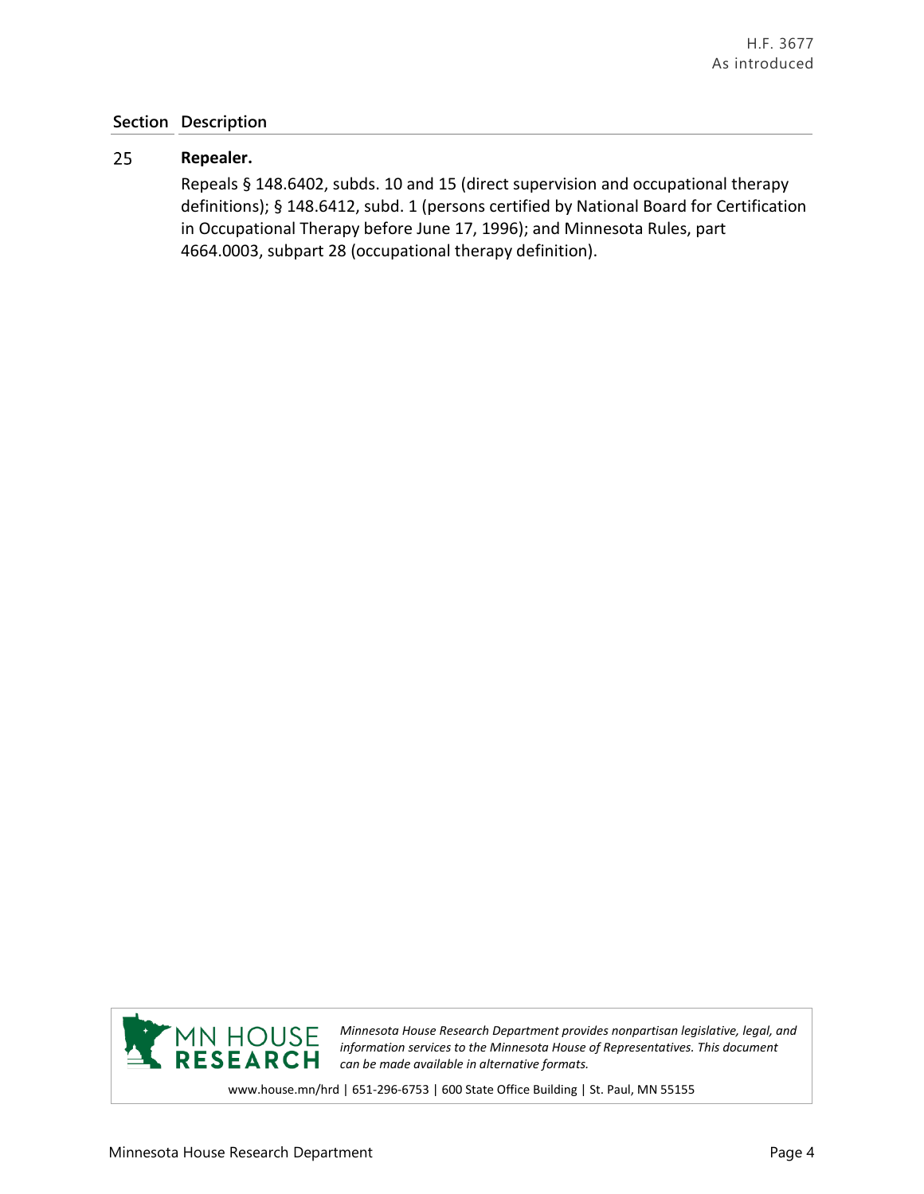| Section | Description |
|---|---|
| 25 | **Repealer.**<br>Repeals § 148.6402, subds. 10 and 15 (direct supervision and occupational therapy definitions); § 148.6412, subd. 1 (persons certified by National Board for Certification in Occupational Therapy before June 17, 1996); and Minnesota Rules, part 4664.0003, subpart 28 (occupational therapy definition). |

MN HOUSE RESEARCH

*Minnesota House Research Department provides nonpartisan legislative, legal, and information services to the Minnesota House of Representatives. This document can be made available in alternative formats.*

www.house.mn/hrd | 651-296-6753 | 600 State Office Building | St. Paul, MN 55155